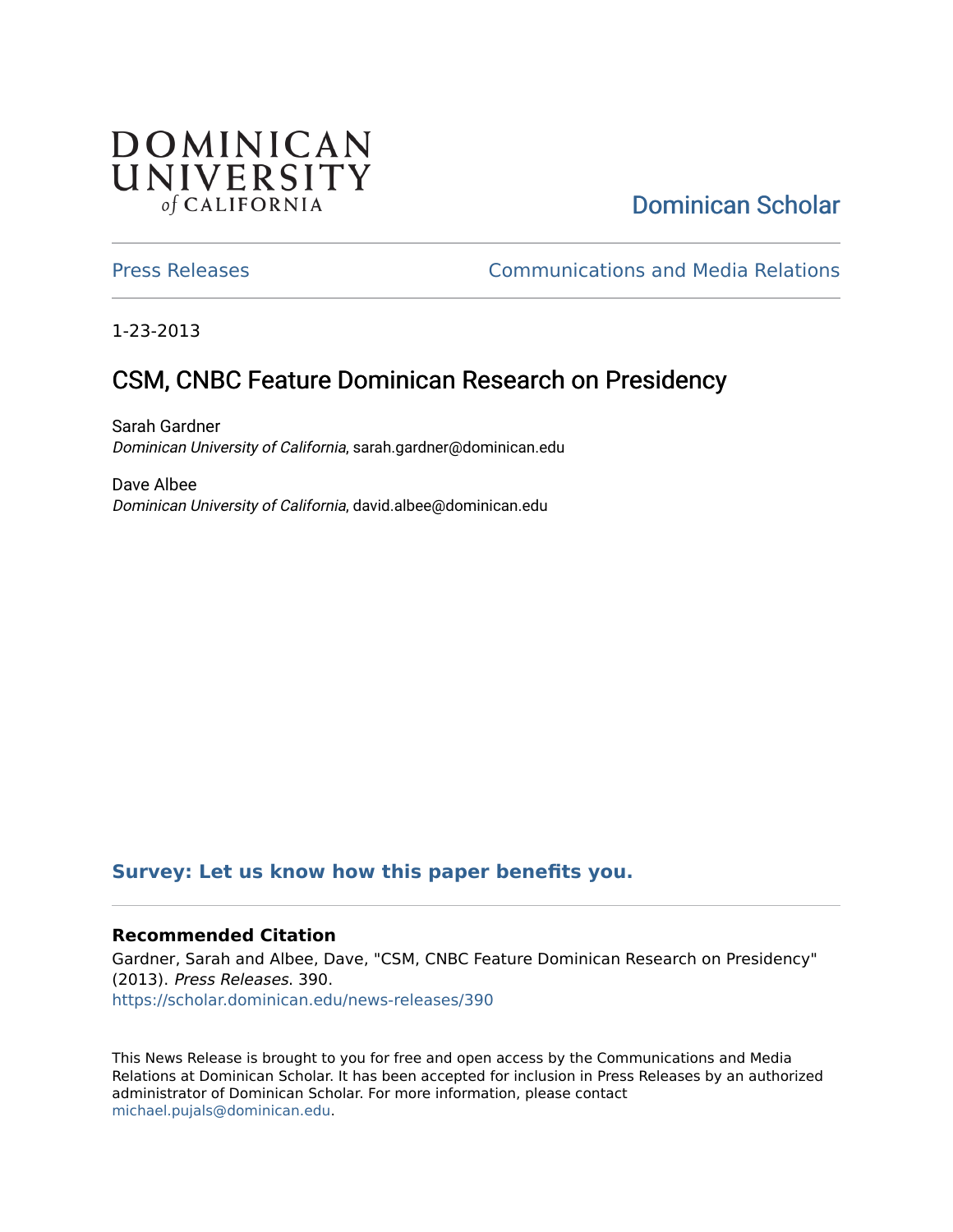DOMINICAN UNIVERSITY of CALIFORNIA

Dominican Scholar

Press Releases

Communications and Media Relations

1-23-2013

# CSM, CNBC Feature Dominican Research on Presidency

Sarah Gardner
*Dominican University of California*, sarah.gardner@dominican.edu

Dave Albee
*Dominican University of California*, david.albee@dominican.edu

**Survey: Let us know how this paper benefits you.**

### Recommended Citation

Gardner, Sarah and Albee, Dave, "CSM, CNBC Feature Dominican Research on Presidency" (2013). *Press Releases*. 390.
https://scholar.dominican.edu/news-releases/390

This News Release is brought to you for free and open access by the Communications and Media Relations at Dominican Scholar. It has been accepted for inclusion in Press Releases by an authorized administrator of Dominican Scholar. For more information, please contact michael.pujals@dominican.edu.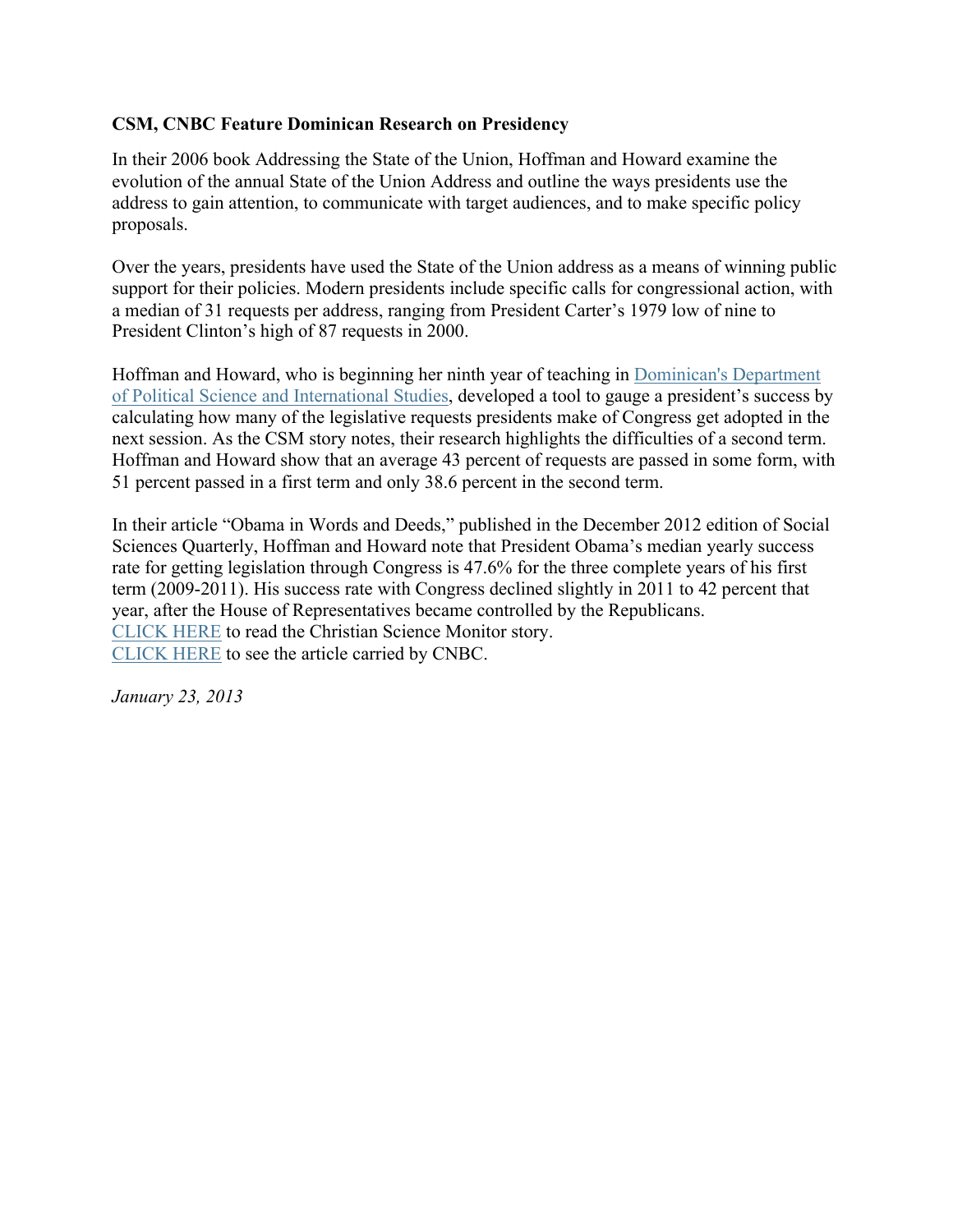**CSM, CNBC Feature Dominican Research on Presidency**

In their 2006 book Addressing the State of the Union, Hoffman and Howard examine the evolution of the annual State of the Union Address and outline the ways presidents use the address to gain attention, to communicate with target audiences, and to make specific policy proposals.

Over the years, presidents have used the State of the Union address as a means of winning public support for their policies. Modern presidents include specific calls for congressional action, with a median of 31 requests per address, ranging from President Carter's 1979 low of nine to President Clinton's high of 87 requests in 2000.

Hoffman and Howard, who is beginning her ninth year of teaching in Dominican's Department of Political Science and International Studies, developed a tool to gauge a president's success by calculating how many of the legislative requests presidents make of Congress get adopted in the next session. As the CSM story notes, their research highlights the difficulties of a second term. Hoffman and Howard show that an average 43 percent of requests are passed in some form, with 51 percent passed in a first term and only 38.6 percent in the second term.

In their article "Obama in Words and Deeds," published in the December 2012 edition of Social Sciences Quarterly, Hoffman and Howard note that President Obama's median yearly success rate for getting legislation through Congress is 47.6% for the three complete years of his first term (2009-2011). His success rate with Congress declined slightly in 2011 to 42 percent that year, after the House of Representatives became controlled by the Republicans.
CLICK HERE to read the Christian Science Monitor story.
CLICK HERE to see the article carried by CNBC.

*January 23, 2013*